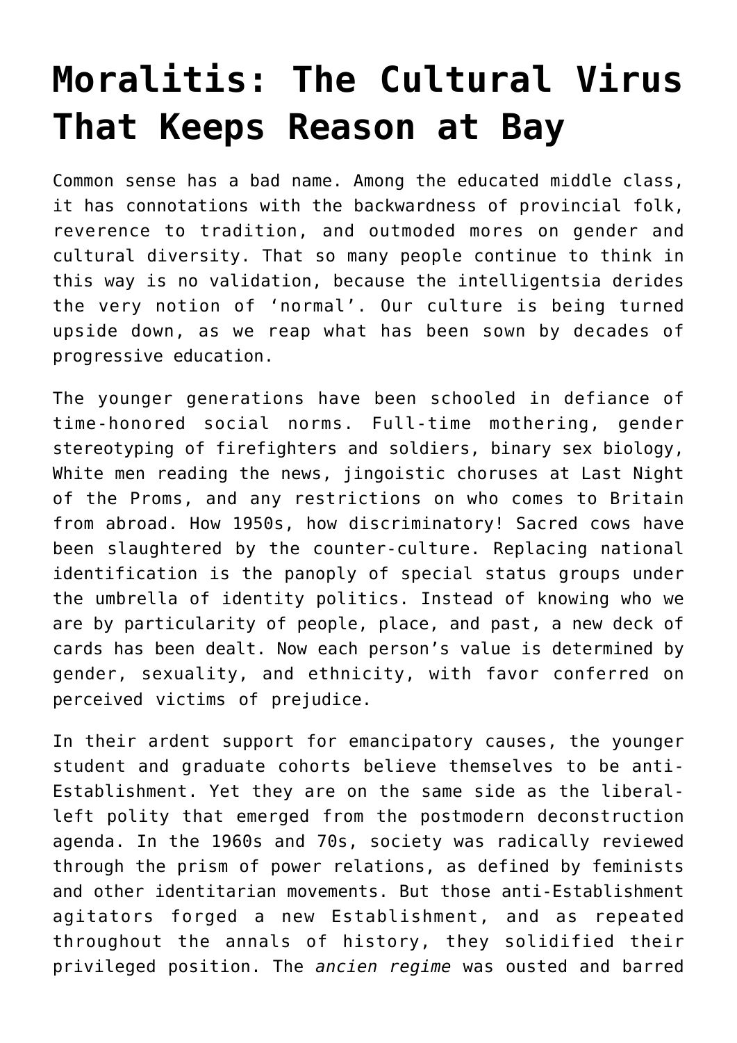# Moralitis: The Cultural Virus That Keeps Reason at Bay

Common sense has a bad name. Among the educated middle class, it has connotations with the backwardness of provincial folk, reverence to tradition, and outmoded mores on gender and cultural diversity. That so many people continue to think in this way is no validation, because the intelligentsia derides the very notion of 'normal'. Our culture is being turned upside down, as we reap what has been sown by decades of progressive education.

The younger generations have been schooled in defiance of time-honored social norms. Full-time mothering, gender stereotyping of firefighters and soldiers, binary sex biology, White men reading the news, jingoistic choruses at Last Night of the Proms, and any restrictions on who comes to Britain from abroad. How 1950s, how discriminatory! Sacred cows have been slaughtered by the counter-culture. Replacing national identification is the panoply of special status groups under the umbrella of identity politics. Instead of knowing who we are by particularity of people, place, and past, a new deck of cards has been dealt. Now each person's value is determined by gender, sexuality, and ethnicity, with favor conferred on perceived victims of prejudice.

In their ardent support for emancipatory causes, the younger student and graduate cohorts believe themselves to be anti-Establishment. Yet they are on the same side as the liberal-left polity that emerged from the postmodern deconstruction agenda. In the 1960s and 70s, society was radically reviewed through the prism of power relations, as defined by feminists and other identitarian movements. But those anti-Establishment agitators forged a new Establishment, and as repeated throughout the annals of history, they solidified their privileged position. The *ancien regime* was ousted and barred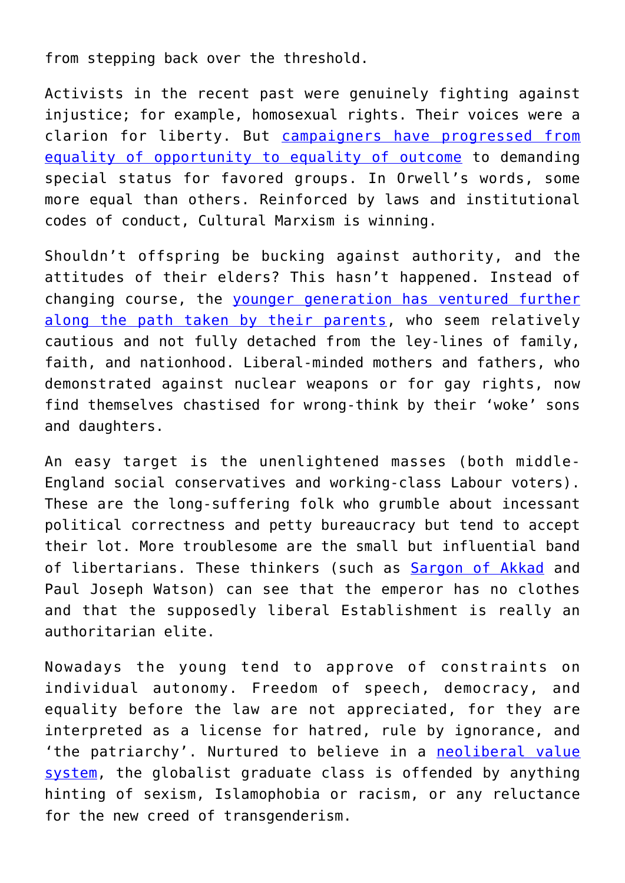from stepping back over the threshold.

Activists in the recent past were genuinely fighting against injustice; for example, homosexual rights. Their voices were a clarion for liberty. But campaigners have progressed from equality of opportunity to equality of outcome to demanding special status for favored groups. In Orwell's words, some more equal than others. Reinforced by laws and institutional codes of conduct, Cultural Marxism is winning.

Shouldn't offspring be bucking against authority, and the attitudes of their elders? This hasn't happened. Instead of changing course, the younger generation has ventured further along the path taken by their parents, who seem relatively cautious and not fully detached from the ley-lines of family, faith, and nationhood. Liberal-minded mothers and fathers, who demonstrated against nuclear weapons or for gay rights, now find themselves chastised for wrong-think by their 'woke' sons and daughters.

An easy target is the unenlightened masses (both middle-England social conservatives and working-class Labour voters). These are the long-suffering folk who grumble about incessant political correctness and petty bureaucracy but tend to accept their lot. More troublesome are the small but influential band of libertarians. These thinkers (such as Sargon of Akkad and Paul Joseph Watson) can see that the emperor has no clothes and that the supposedly liberal Establishment is really an authoritarian elite.

Nowadays the young tend to approve of constraints on individual autonomy. Freedom of speech, democracy, and equality before the law are not appreciated, for they are interpreted as a license for hatred, rule by ignorance, and 'the patriarchy'. Nurtured to believe in a neoliberal value system, the globalist graduate class is offended by anything hinting of sexism, Islamophobia or racism, or any reluctance for the new creed of transgenderism.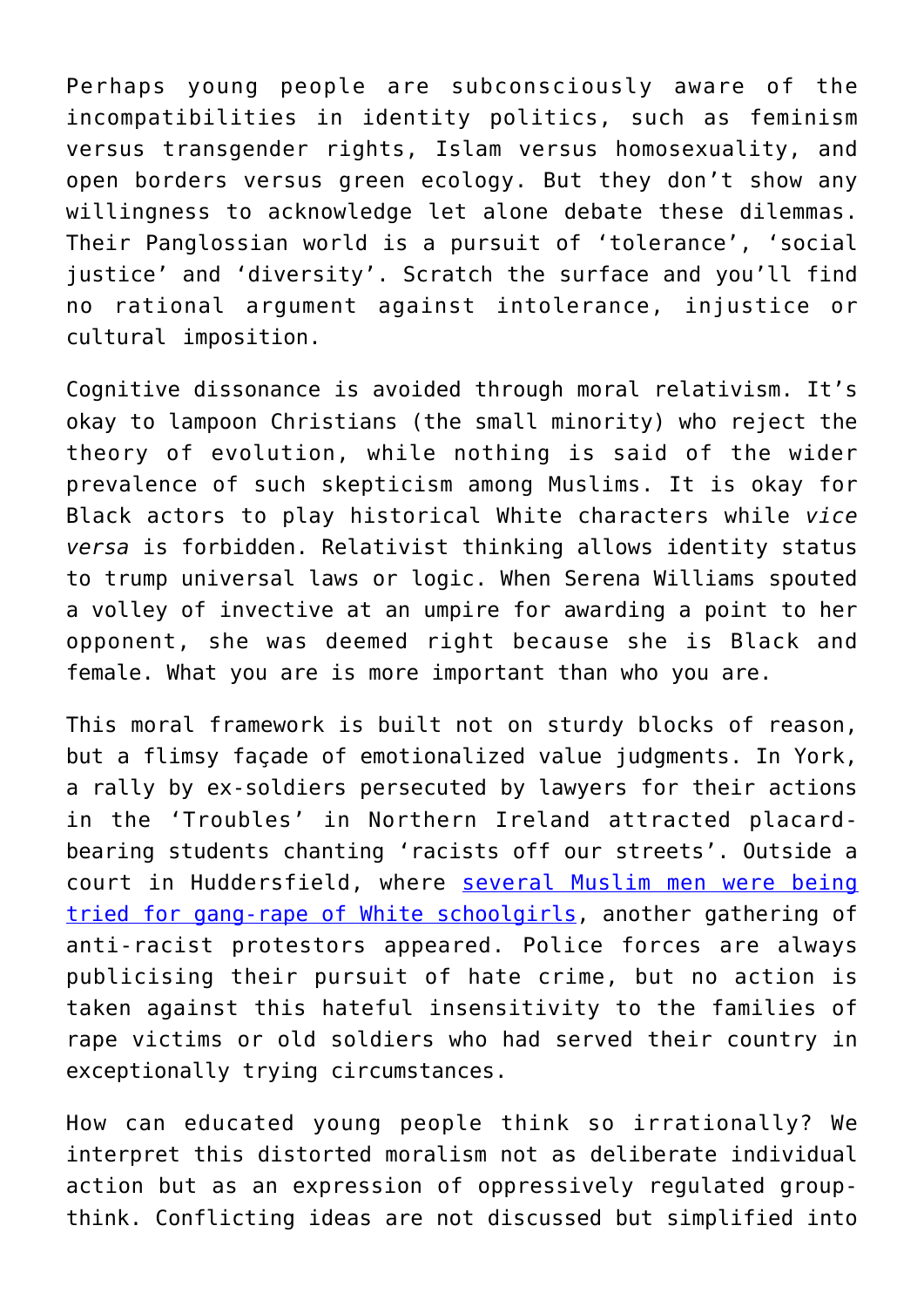Perhaps young people are subconsciously aware of the incompatibilities in identity politics, such as feminism versus transgender rights, Islam versus homosexuality, and open borders versus green ecology. But they don't show any willingness to acknowledge let alone debate these dilemmas. Their Panglossian world is a pursuit of 'tolerance', 'social justice' and 'diversity'. Scratch the surface and you'll find no rational argument against intolerance, injustice or cultural imposition.

Cognitive dissonance is avoided through moral relativism. It's okay to lampoon Christians (the small minority) who reject the theory of evolution, while nothing is said of the wider prevalence of such skepticism among Muslims. It is okay for Black actors to play historical White characters while *vice versa* is forbidden. Relativist thinking allows identity status to trump universal laws or logic. When Serena Williams spouted a volley of invective at an umpire for awarding a point to her opponent, she was deemed right because she is Black and female. What you are is more important than who you are.

This moral framework is built not on sturdy blocks of reason, but a flimsy façade of emotionalized value judgments. In York, a rally by ex-soldiers persecuted by lawyers for their actions in the 'Troubles' in Northern Ireland attracted placard-bearing students chanting 'racists off our streets'. Outside a court in Huddersfield, where several Muslim men were being tried for gang-rape of White schoolgirls, another gathering of anti-racist protestors appeared. Police forces are always publicising their pursuit of hate crime, but no action is taken against this hateful insensitivity to the families of rape victims or old soldiers who had served their country in exceptionally trying circumstances.

How can educated young people think so irrationally? We interpret this distorted moralism not as deliberate individual action but as an expression of oppressively regulated group-think. Conflicting ideas are not discussed but simplified into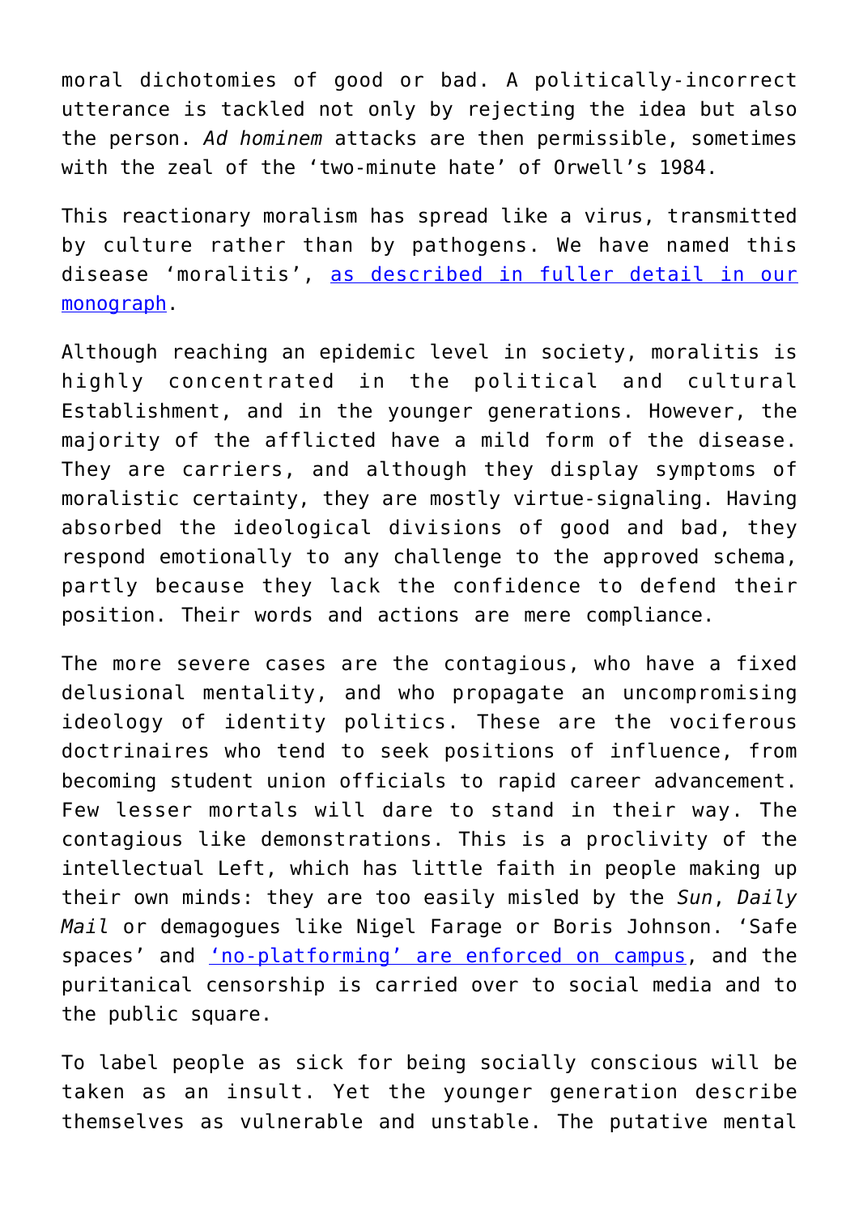moral dichotomies of good or bad. A politically-incorrect utterance is tackled not only by rejecting the idea but also the person. *Ad hominem* attacks are then permissible, sometimes with the zeal of the 'two-minute hate' of Orwell's 1984.

This reactionary moralism has spread like a virus, transmitted by culture rather than by pathogens. We have named this disease 'moralitis', as described in fuller detail in our monograph.

Although reaching an epidemic level in society, moralitis is highly concentrated in the political and cultural Establishment, and in the younger generations. However, the majority of the afflicted have a mild form of the disease. They are carriers, and although they display symptoms of moralistic certainty, they are mostly virtue-signaling. Having absorbed the ideological divisions of good and bad, they respond emotionally to any challenge to the approved schema, partly because they lack the confidence to defend their position. Their words and actions are mere compliance.

The more severe cases are the contagious, who have a fixed delusional mentality, and who propagate an uncompromising ideology of identity politics. These are the vociferous doctrinaires who tend to seek positions of influence, from becoming student union officials to rapid career advancement. Few lesser mortals will dare to stand in their way. The contagious like demonstrations. This is a proclivity of the intellectual Left, which has little faith in people making up their own minds: they are too easily misled by the *Sun*, *Daily Mail* or demagogues like Nigel Farage or Boris Johnson. 'Safe spaces' and 'no-platforming' are enforced on campus, and the puritanical censorship is carried over to social media and to the public square.

To label people as sick for being socially conscious will be taken as an insult. Yet the younger generation describe themselves as vulnerable and unstable. The putative mental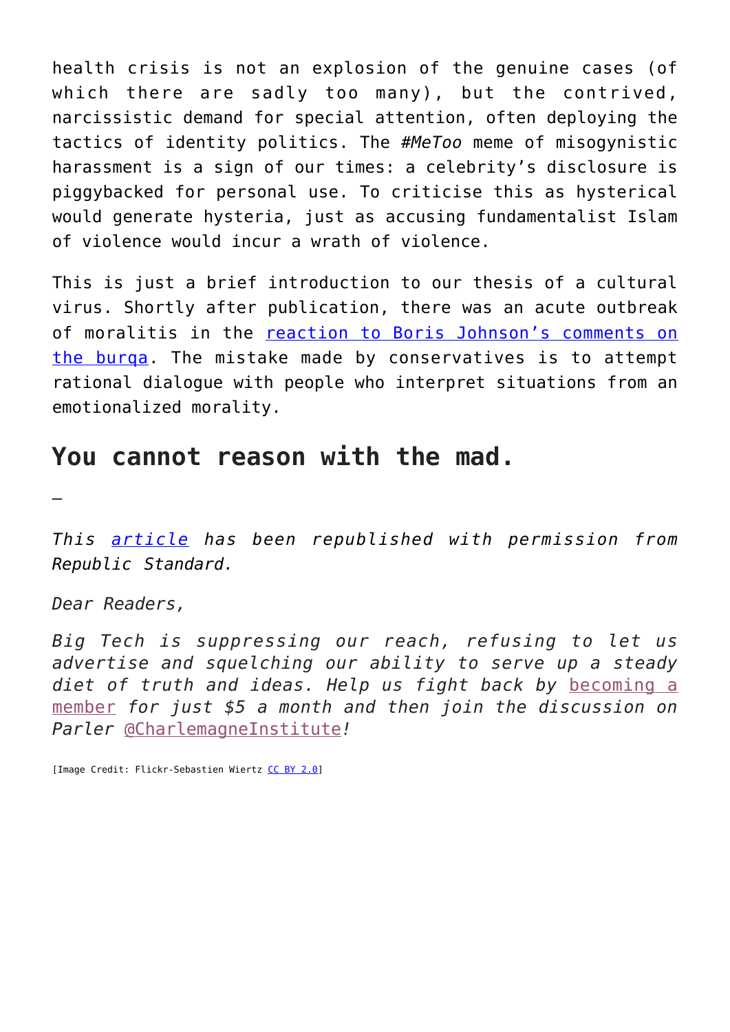health crisis is not an explosion of the genuine cases (of which there are sadly too many), but the contrived, narcissistic demand for special attention, often deploying the tactics of identity politics. The *#MeToo* meme of misogynistic harassment is a sign of our times: a celebrity's disclosure is piggybacked for personal use. To criticise this as hysterical would generate hysteria, just as accusing fundamentalist Islam of violence would incur a wrath of violence.

This is just a brief introduction to our thesis of a cultural virus. Shortly after publication, there was an acute outbreak of moralitis in the reaction to Boris Johnson's comments on the burqa. The mistake made by conservatives is to attempt rational dialogue with people who interpret situations from an emotionalized morality.

## You cannot reason with the mad.

—

*This article has been republished with permission from Republic Standard.*

*Dear Readers,*

*Big Tech is suppressing our reach, refusing to let us advertise and squelching our ability to serve up a steady diet of truth and ideas. Help us fight back by becoming a member for just $5 a month and then join the discussion on Parler @CharlemagneInstitute!*

[Image Credit: Flickr-Sebastien Wiertz CC BY 2.0]